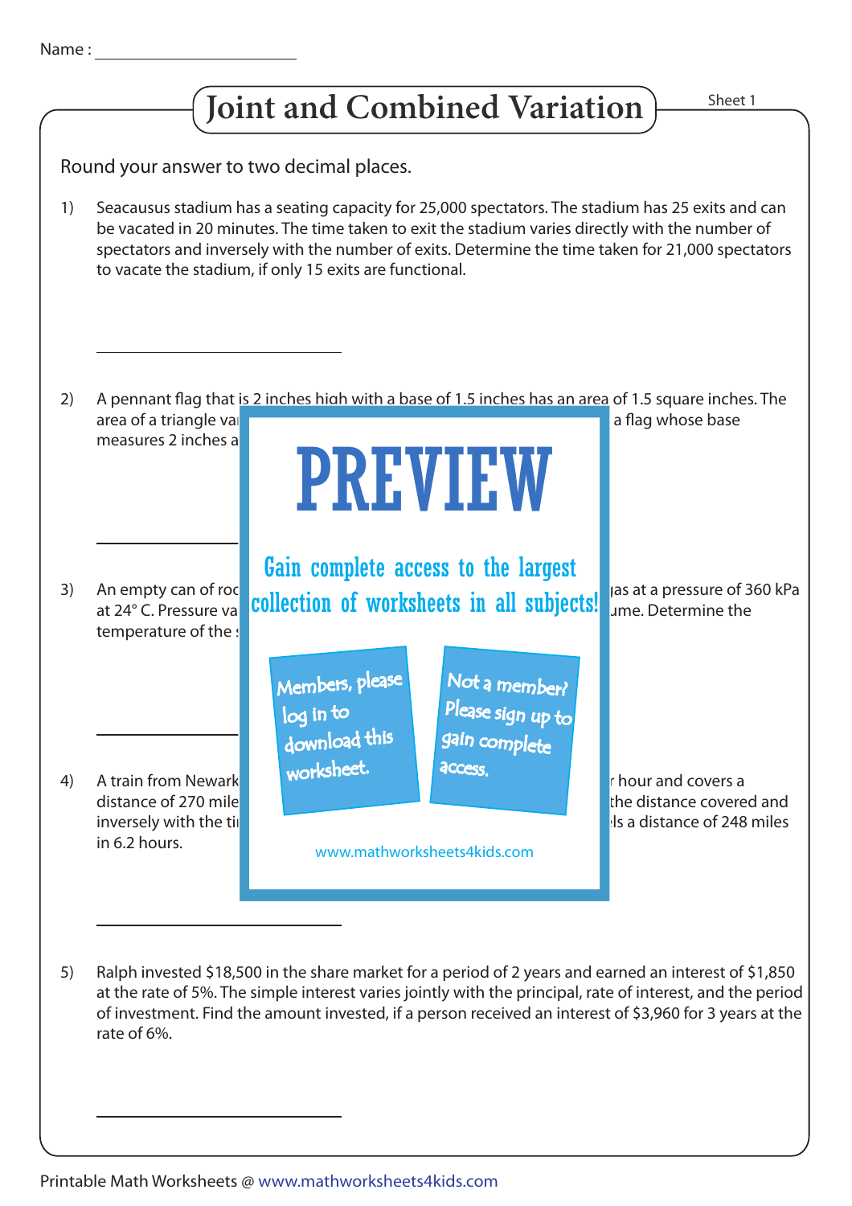Name :

# Joint and Combined Variation

Sheet 1

Round your answer to two decimal places.

1) Seacausus stadium has a seating capacity for 25,000 spectators. The stadium has 25 exits and can be vacated in 20 minutes. The time taken to exit the stadium varies directly with the number of spectators and inversely with the number of exits. Determine the time taken for 21,000 spectators to vacate the stadium, if only 15 exits are functional.

2) A pennant flag that is 2 inches high with a base of 1.5 inches has an area of 1.5 square inches. The area of a triangle va … a flag whose base measures 2 inches a …

3) An empty can of roc … gas at a pressure of 360 kPa at 24° C. Pressure va … ume. Determine the temperature of the …

4) A train from Newark … hour and covers a distance of 270 mile … the distance covered and inversely with the ti … ls a distance of 248 miles in 6.2 hours.

5) Ralph invested $18,500 in the share market for a period of 2 years and earned an interest of $1,850 at the rate of 5%. The simple interest varies jointly with the principal, rate of interest, and the period of investment. Find the amount invested, if a person received an interest of $3,960 for 3 years at the rate of 6%.

Printable Math Worksheets @ www.mathworksheets4kids.com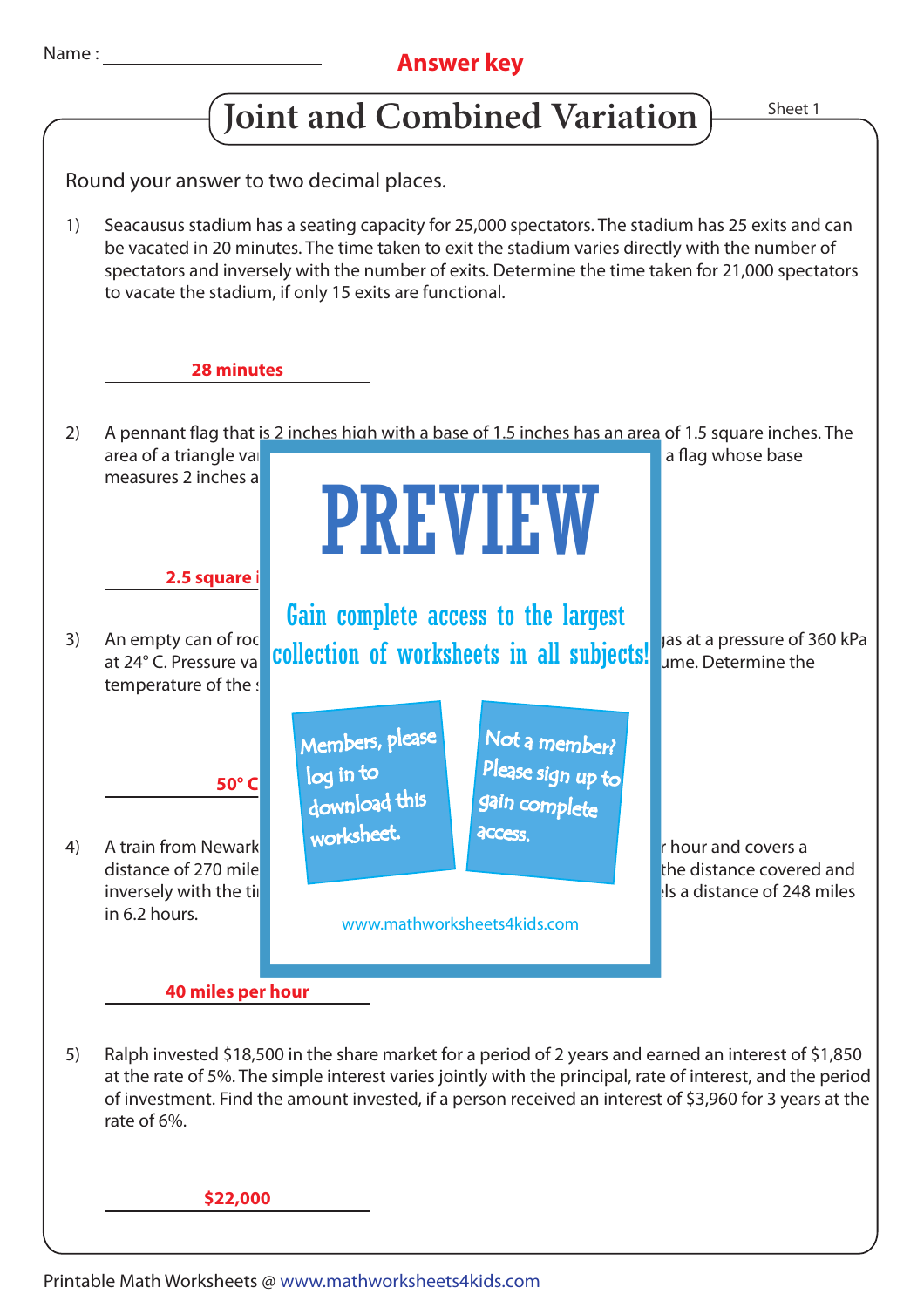Name :

**Answer key**

# Joint and Combined Variation

Sheet 1

Round your answer to two decimal places.

1) Seacausus stadium has a seating capacity for 25,000 spectators. The stadium has 25 exits and can be vacated in 20 minutes. The time taken to exit the stadium varies directly with the number of spectators and inversely with the number of exits. Determine the time taken for 21,000 spectators to vacate the stadium, if only 15 exits are functional.

**28 minutes**

2) A pennant flag that is 2 inches high with a base of 1.5 inches has an area of 1.5 square inches. The area of a triangle va a flag whose base measures 2 inches a

**2.5 square i**

3) An empty can of roc gas at a pressure of 360 kPa at 24° C. Pressure va ume. Determine the temperature of the

**50° C**

4) A train from Newark hour and covers a distance of 270 mile the distance covered and inversely with the ti ls a distance of 248 miles in 6.2 hours.

**40 miles per hour**

5) Ralph invested $18,500 in the share market for a period of 2 years and earned an interest of $1,850 at the rate of 5%. The simple interest varies jointly with the principal, rate of interest, and the period of investment. Find the amount invested, if a person received an interest of $3,960 for 3 years at the rate of 6%.

**$22,000**

PREVIEW

Gain complete access to the largest collection of worksheets in all subjects!

Members, please log in to download this worksheet.

Not a member? Please sign up to gain complete access.

www.mathworksheets4kids.com